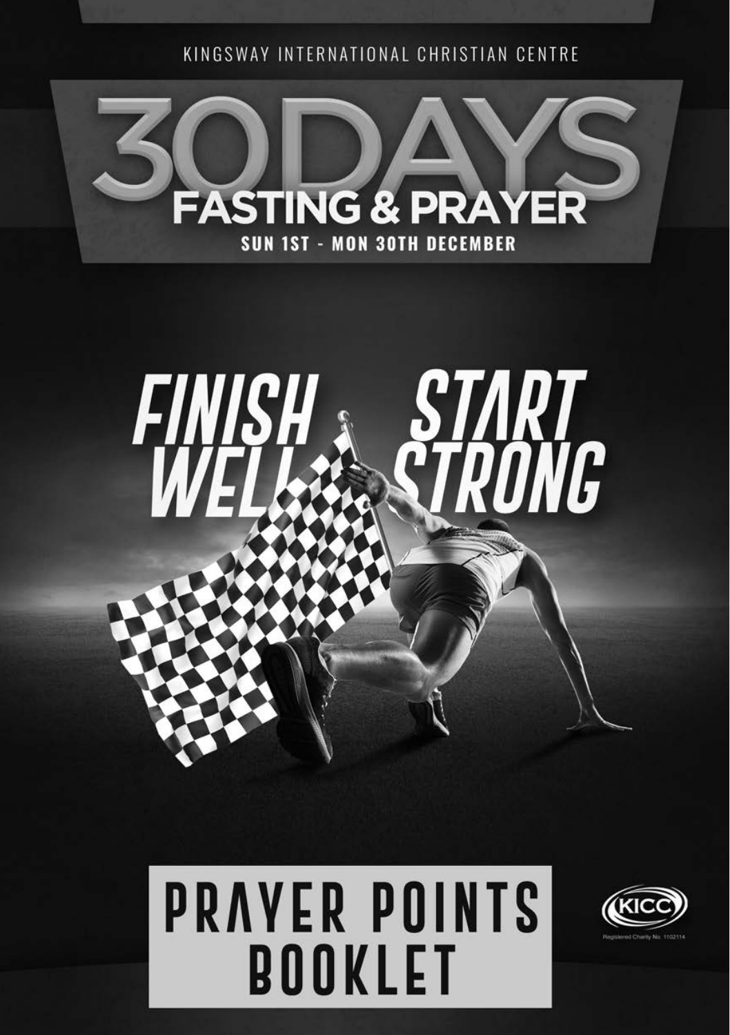KINGSWAY INTERNATIONAL CHRISTIAN CENTRE

# 30DAYS FASTING & PRAYER

**SUN 1ST - MON 30TH DECEMBER**

## FINISH WELL START STRONG

# PRAYER POINTS BOOKLET

KICC

Registered Charity No. 1102114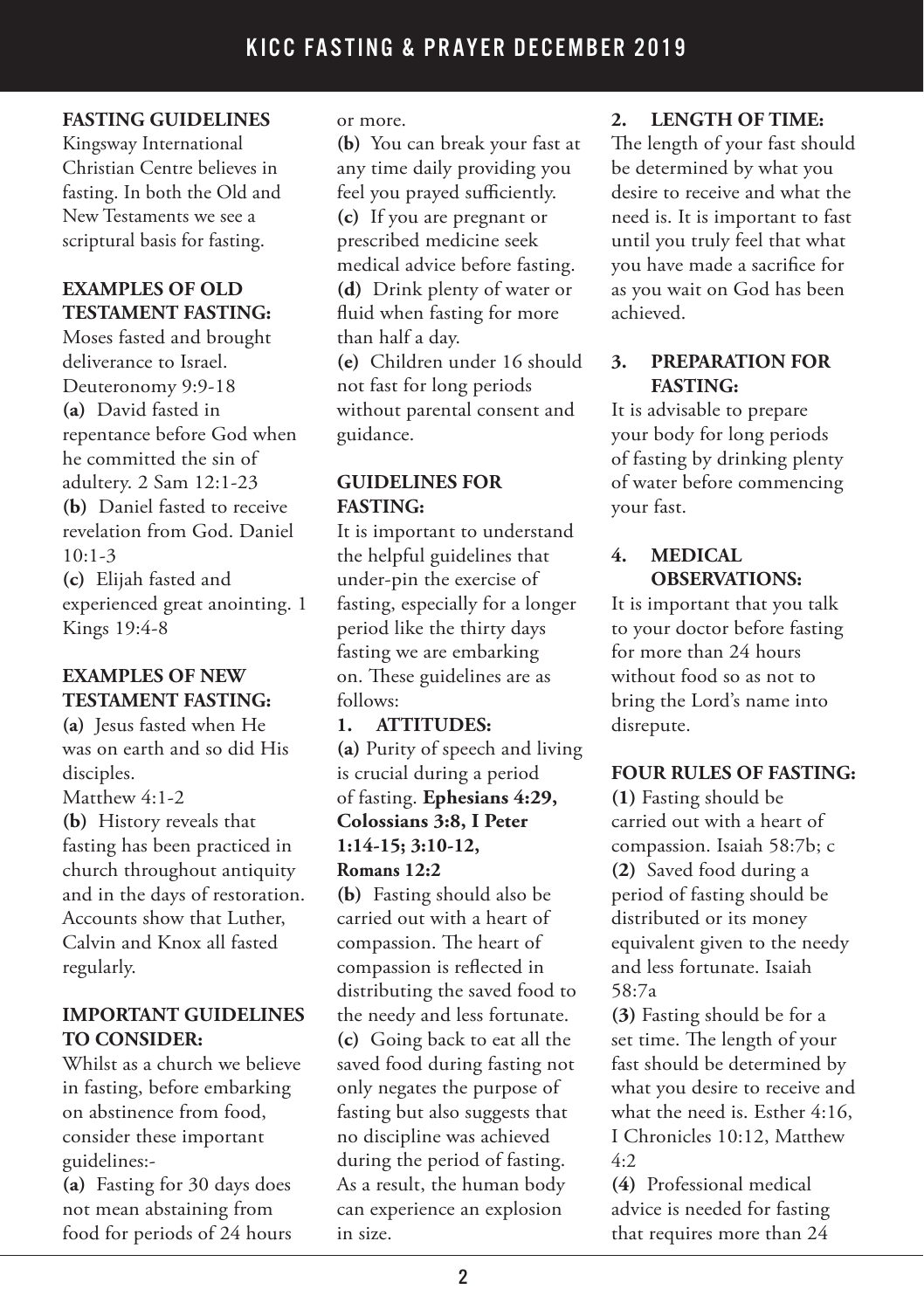**FASTING GUIDELINES**

Kingsway International Christian Centre believes in fasting. In both the Old and New Testaments we see a scriptural basis for fasting.

**EXAMPLES OF OLD TESTAMENT FASTING:**

Moses fasted and brought deliverance to Israel. Deuteronomy 9:9-18

**(a)** David fasted in repentance before God when he committed the sin of adultery. 2 Sam 12:1-23

**(b)** Daniel fasted to receive revelation from God. Daniel 10:1-3

**(c)** Elijah fasted and experienced great anointing. 1 Kings 19:4-8

**EXAMPLES OF NEW TESTAMENT FASTING:**

**(a)** Jesus fasted when He was on earth and so did His disciples.
Matthew 4:1-2

**(b)** History reveals that fasting has been practiced in church throughout antiquity and in the days of restoration. Accounts show that Luther, Calvin and Knox all fasted regularly.

**IMPORTANT GUIDELINES TO CONSIDER:**

Whilst as a church we believe in fasting, before embarking on abstinence from food, consider these important guidelines:-

**(a)** Fasting for 30 days does not mean abstaining from food for periods of 24 hours or more.

**(b)** You can break your fast at any time daily providing you feel you prayed sufficiently.

**(c)** If you are pregnant or prescribed medicine seek medical advice before fasting.

**(d)** Drink plenty of water or fluid when fasting for more than half a day.

**(e)** Children under 16 should not fast for long periods without parental consent and guidance.

**GUIDELINES FOR FASTING:**

It is important to understand the helpful guidelines that under-pin the exercise of fasting, especially for a longer period like the thirty days fasting we are embarking on. These guidelines are as follows:

**1. ATTITUDES:**

**(a)** Purity of speech and living is crucial during a period of fasting. **Ephesians 4:29, Colossians 3:8, I Peter 1:14-15; 3:10-12, Romans 12:2**

**(b)** Fasting should also be carried out with a heart of compassion. The heart of compassion is reflected in distributing the saved food to the needy and less fortunate.

**(c)** Going back to eat all the saved food during fasting not only negates the purpose of fasting but also suggests that no discipline was achieved during the period of fasting. As a result, the human body can experience an explosion in size.

**2. LENGTH OF TIME:**

The length of your fast should be determined by what you desire to receive and what the need is. It is important to fast until you truly feel that what you have made a sacrifice for as you wait on God has been achieved.

**3. PREPARATION FOR FASTING:**

It is advisable to prepare your body for long periods of fasting by drinking plenty of water before commencing your fast.

**4. MEDICAL OBSERVATIONS:**

It is important that you talk to your doctor before fasting for more than 24 hours without food so as not to bring the Lord's name into disrepute.

**FOUR RULES OF FASTING:**

**(1)** Fasting should be carried out with a heart of compassion. Isaiah 58:7b; c

**(2)** Saved food during a period of fasting should be distributed or its money equivalent given to the needy and less fortunate. Isaiah 58:7a

**(3)** Fasting should be for a set time. The length of your fast should be determined by what you desire to receive and what the need is. Esther 4:16, I Chronicles 10:12, Matthew 4:2

**(4)** Professional medical advice is needed for fasting that requires more than 24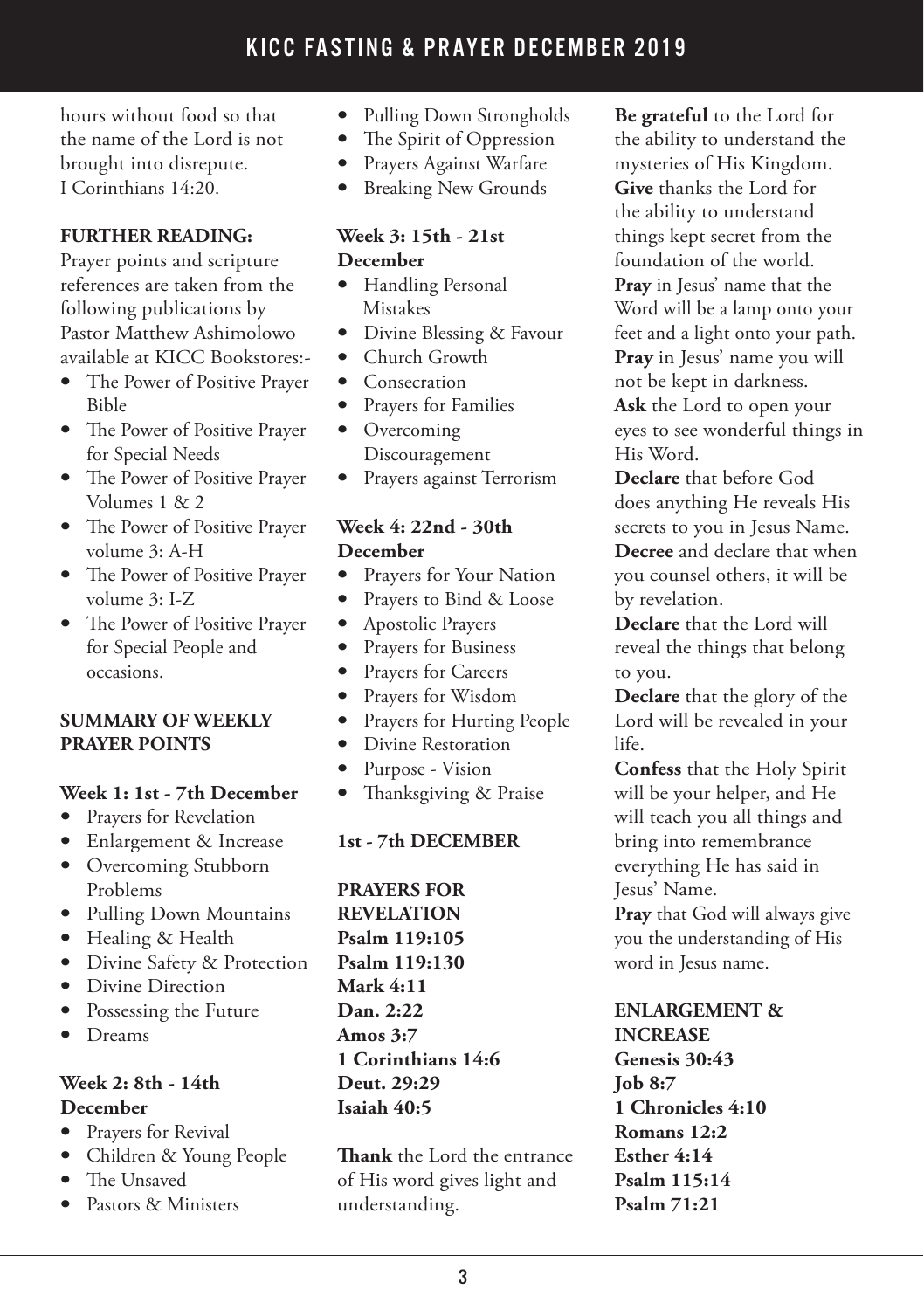hours without food so that the name of the Lord is not brought into disrepute. I Corinthians 14:20.

**FURTHER READING:**

Prayer points and scripture references are taken from the following publications by Pastor Matthew Ashimolowo available at KICC Bookstores:-

- The Power of Positive Prayer Bible
- The Power of Positive Prayer for Special Needs
- The Power of Positive Prayer Volumes 1 & 2
- The Power of Positive Prayer volume 3: A-H
- The Power of Positive Prayer volume 3: I-Z
- The Power of Positive Prayer for Special People and occasions.

**SUMMARY OF WEEKLY PRAYER POINTS**

**Week 1: 1st - 7th December**

- Prayers for Revelation
- Enlargement & Increase
- Overcoming Stubborn Problems
- Pulling Down Mountains
- Healing & Health
- Divine Safety & Protection
- Divine Direction
- Possessing the Future
- Dreams

**Week 2: 8th - 14th December**

- Prayers for Revival
- Children & Young People
- The Unsaved
- Pastors & Ministers
- Pulling Down Strongholds
- The Spirit of Oppression
- Prayers Against Warfare
- Breaking New Grounds

**Week 3: 15th - 21st December**

- Handling Personal Mistakes
- Divine Blessing & Favour
- Church Growth
- Consecration
- Prayers for Families
- Overcoming Discouragement
- Prayers against Terrorism

**Week 4: 22nd - 30th December**

- Prayers for Your Nation
- Prayers to Bind & Loose
- Apostolic Prayers
- Prayers for Business
- Prayers for Careers
- Prayers for Wisdom
- Prayers for Hurting People
- Divine Restoration
- Purpose - Vision
- Thanksgiving & Praise

**1st - 7th DECEMBER**

**PRAYERS FOR REVELATION**
**Psalm 119:105**
**Psalm 119:130**
**Mark 4:11**
**Dan. 2:22**
**Amos 3:7**
**1 Corinthians 14:6**
**Deut. 29:29**
**Isaiah 40:5**

**Thank** the Lord the entrance of His word gives light and understanding.

**Be grateful** to the Lord for the ability to understand the mysteries of His Kingdom.

**Give** thanks the Lord for the ability to understand things kept secret from the foundation of the world.

**Pray** in Jesus' name that the Word will be a lamp onto your feet and a light onto your path.

**Pray** in Jesus' name you will not be kept in darkness.

**Ask** the Lord to open your eyes to see wonderful things in His Word.

**Declare** that before God does anything He reveals His secrets to you in Jesus Name.

**Decree** and declare that when you counsel others, it will be by revelation.

**Declare** that the Lord will reveal the things that belong to you.

**Declare** that the glory of the Lord will be revealed in your life.

**Confess** that the Holy Spirit will be your helper, and He will teach you all things and bring into remembrance everything He has said in Jesus' Name.

**Pray** that God will always give you the understanding of His word in Jesus name.

**ENLARGEMENT & INCREASE**
**Genesis 30:43**
**Job 8:7**
**1 Chronicles 4:10**
**Romans 12:2**
**Esther 4:14**
**Psalm 115:14**
**Psalm 71:21**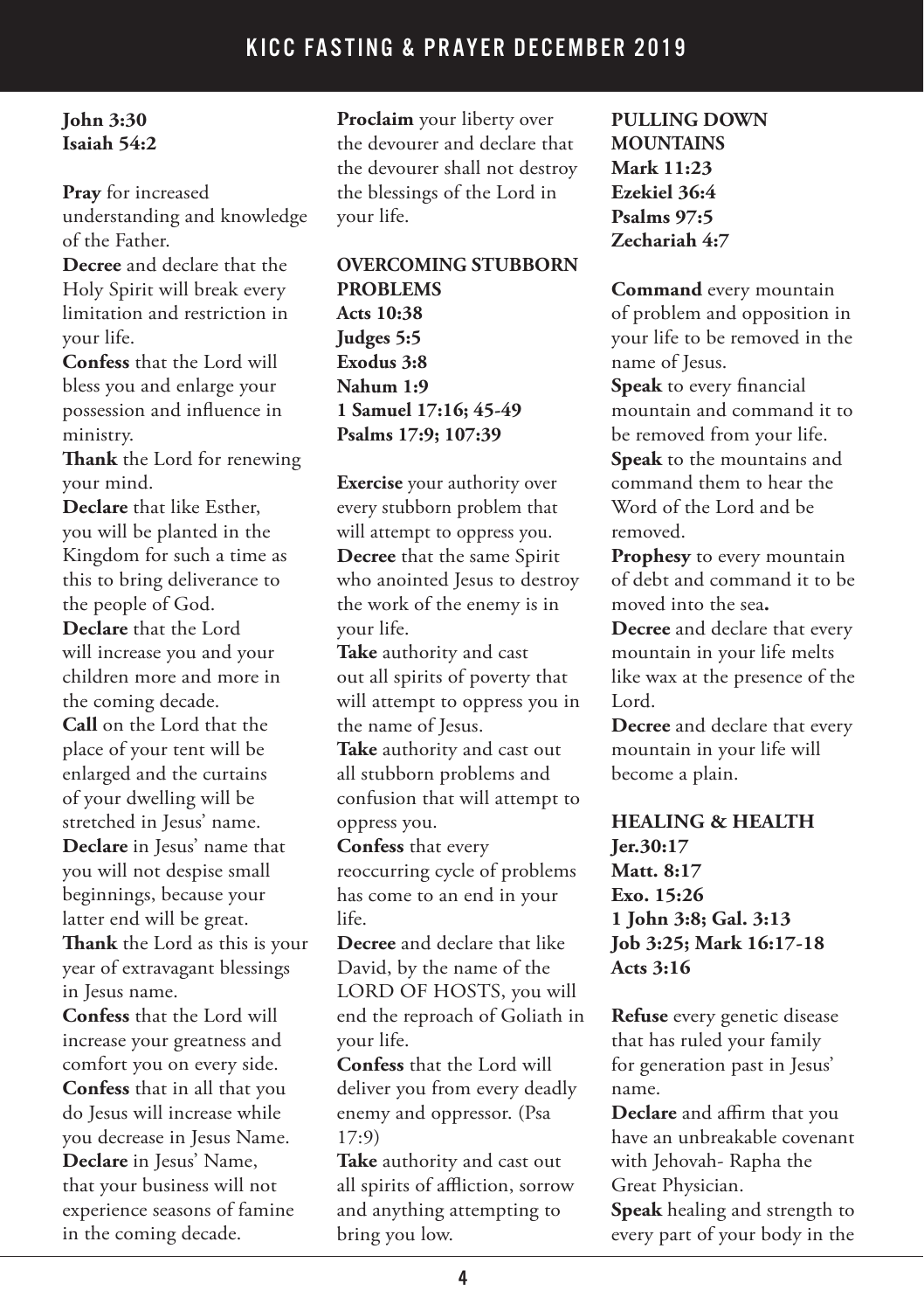**John 3:30**
**Isaiah 54:2**

**Pray** for increased understanding and knowledge of the Father.
**Decree** and declare that the Holy Spirit will break every limitation and restriction in your life.
**Confess** that the Lord will bless you and enlarge your possession and influence in ministry.
**Thank** the Lord for renewing your mind.
**Declare** that like Esther, you will be planted in the Kingdom for such a time as this to bring deliverance to the people of God.
**Declare** that the Lord will increase you and your children more and more in the coming decade.
**Call** on the Lord that the place of your tent will be enlarged and the curtains of your dwelling will be stretched in Jesus' name.
**Declare** in Jesus' name that you will not despise small beginnings, because your latter end will be great.
**Thank** the Lord as this is your year of extravagant blessings in Jesus name.
**Confess** that the Lord will increase your greatness and comfort you on every side.
**Confess** that in all that you do Jesus will increase while you decrease in Jesus Name.
**Declare** in Jesus' Name, that your business will not experience seasons of famine in the coming decade.
**Proclaim** your liberty over the devourer and declare that the devourer shall not destroy the blessings of the Lord in your life.

**OVERCOMING STUBBORN PROBLEMS**
**Acts 10:38**
**Judges 5:5**
**Exodus 3:8**
**Nahum 1:9**
**1 Samuel 17:16; 45-49**
**Psalms 17:9; 107:39**

**Exercise** your authority over every stubborn problem that will attempt to oppress you.
**Decree** that the same Spirit who anointed Jesus to destroy the work of the enemy is in your life.
**Take** authority and cast out all spirits of poverty that will attempt to oppress you in the name of Jesus.
**Take** authority and cast out all stubborn problems and confusion that will attempt to oppress you.
**Confess** that every reoccurring cycle of problems has come to an end in your life.
**Decree** and declare that like David, by the name of the LORD OF HOSTS, you will end the reproach of Goliath in your life.
**Confess** that the Lord will deliver you from every deadly enemy and oppressor. (Psa 17:9)
**Take** authority and cast out all spirits of affliction, sorrow and anything attempting to bring you low.

**PULLING DOWN MOUNTAINS**
**Mark 11:23**
**Ezekiel 36:4**
**Psalms 97:5**
**Zechariah 4:7**

**Command** every mountain of problem and opposition in your life to be removed in the name of Jesus.
**Speak** to every financial mountain and command it to be removed from your life.
**Speak** to the mountains and command them to hear the Word of the Lord and be removed.
**Prophesy** to every mountain of debt and command it to be moved into the sea**.**
**Decree** and declare that every mountain in your life melts like wax at the presence of the Lord.
**Decree** and declare that every mountain in your life will become a plain.

**HEALING & HEALTH**
**Jer.30:17**
**Matt. 8:17**
**Exo. 15:26**
**1 John 3:8; Gal. 3:13**
**Job 3:25; Mark 16:17-18**
**Acts 3:16**

**Refuse** every genetic disease that has ruled your family for generation past in Jesus' name.
**Declare** and affirm that you have an unbreakable covenant with Jehovah- Rapha the Great Physician.
**Speak** healing and strength to every part of your body in the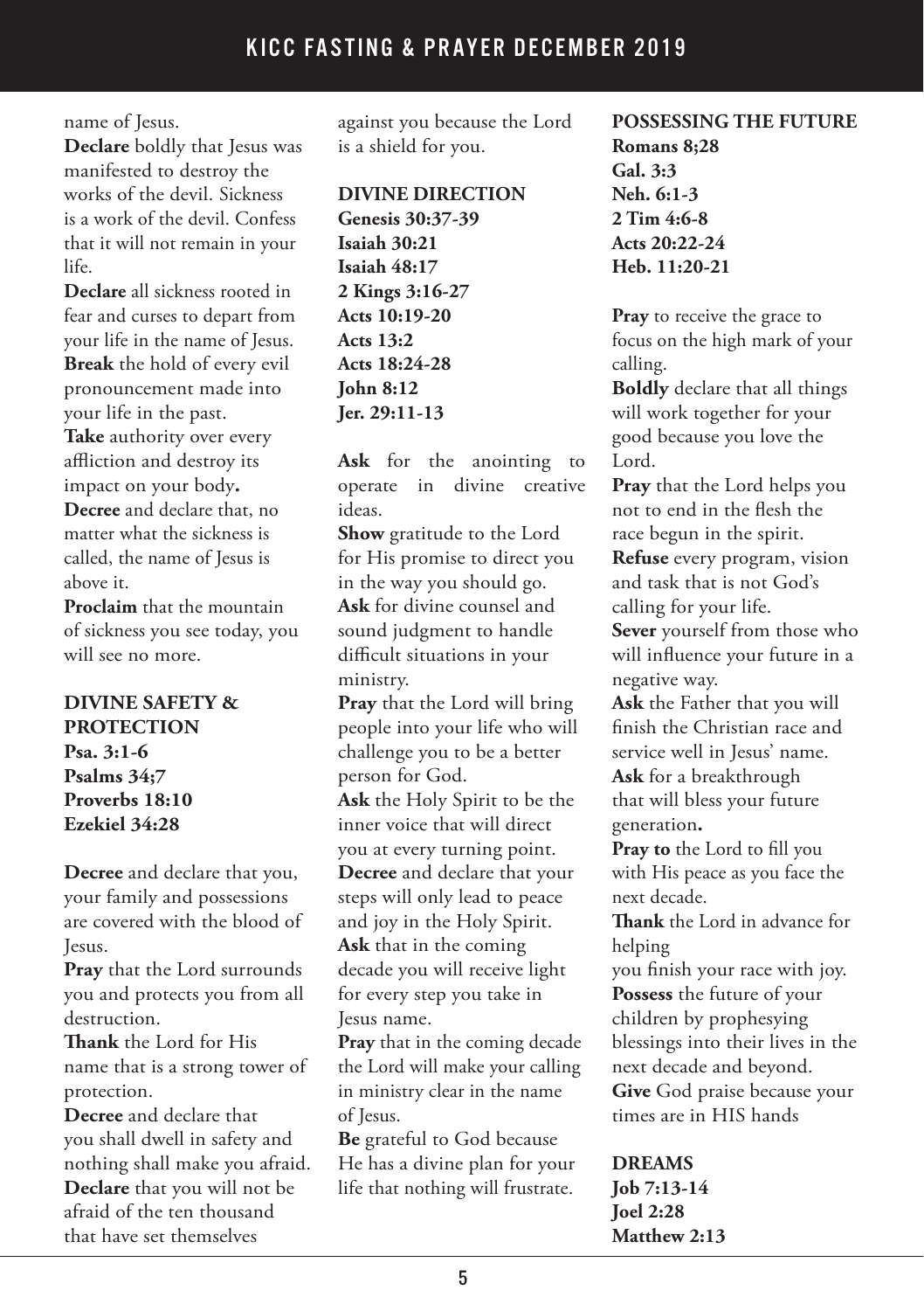name of Jesus.

**Declare** boldly that Jesus was manifested to destroy the works of the devil. Sickness is a work of the devil. Confess that it will not remain in your life.

**Declare** all sickness rooted in fear and curses to depart from your life in the name of Jesus.

**Break** the hold of every evil pronouncement made into your life in the past.

**Take** authority over every affliction and destroy its impact on your body**.**

**Decree** and declare that, no matter what the sickness is called, the name of Jesus is above it.

**Proclaim** that the mountain of sickness you see today, you will see no more.

**DIVINE SAFETY & PROTECTION**
**Psa. 3:1-6**
**Psalms 34;7**
**Proverbs 18:10**
**Ezekiel 34:28**

**Decree** and declare that you, your family and possessions are covered with the blood of Jesus.

**Pray** that the Lord surrounds you and protects you from all destruction.

**Thank** the Lord for His name that is a strong tower of protection.

**Decree** and declare that you shall dwell in safety and nothing shall make you afraid.

**Declare** that you will not be afraid of the ten thousand that have set themselves against you because the Lord is a shield for you.

**DIVINE DIRECTION**
**Genesis 30:37-39**
**Isaiah 30:21**
**Isaiah 48:17**
**2 Kings 3:16-27**
**Acts 10:19-20**
**Acts 13:2**
**Acts 18:24-28**
**John 8:12**
**Jer. 29:11-13**

**Ask** for the anointing to operate in divine creative ideas.

**Show** gratitude to the Lord for His promise to direct you in the way you should go.

**Ask** for divine counsel and sound judgment to handle difficult situations in your ministry.

**Pray** that the Lord will bring people into your life who will challenge you to be a better person for God.

**Ask** the Holy Spirit to be the inner voice that will direct you at every turning point.

**Decree** and declare that your steps will only lead to peace and joy in the Holy Spirit.

**Ask** that in the coming decade you will receive light for every step you take in Jesus name.

**Pray** that in the coming decade the Lord will make your calling in ministry clear in the name of Jesus.

**Be** grateful to God because He has a divine plan for your life that nothing will frustrate.

**POSSESSING THE FUTURE**
**Romans 8;28**
**Gal. 3:3**
**Neh. 6:1-3**
**2 Tim 4:6-8**
**Acts 20:22-24**
**Heb. 11:20-21**

**Pray** to receive the grace to focus on the high mark of your calling.

**Boldly** declare that all things will work together for your good because you love the Lord.

**Pray** that the Lord helps you not to end in the flesh the race begun in the spirit.

**Refuse** every program, vision and task that is not God's calling for your life.

**Sever** yourself from those who will influence your future in a negative way.

**Ask** the Father that you will finish the Christian race and service well in Jesus' name.

**Ask** for a breakthrough that will bless your future generation**.**

**Pray to** the Lord to fill you with His peace as you face the next decade.

**Thank** the Lord in advance for helping
you finish your race with joy.

**Possess** the future of your children by prophesying blessings into their lives in the next decade and beyond.

**Give** God praise because your times are in HIS hands

**DREAMS**
**Job 7:13-14**
**Joel 2:28**
**Matthew 2:13**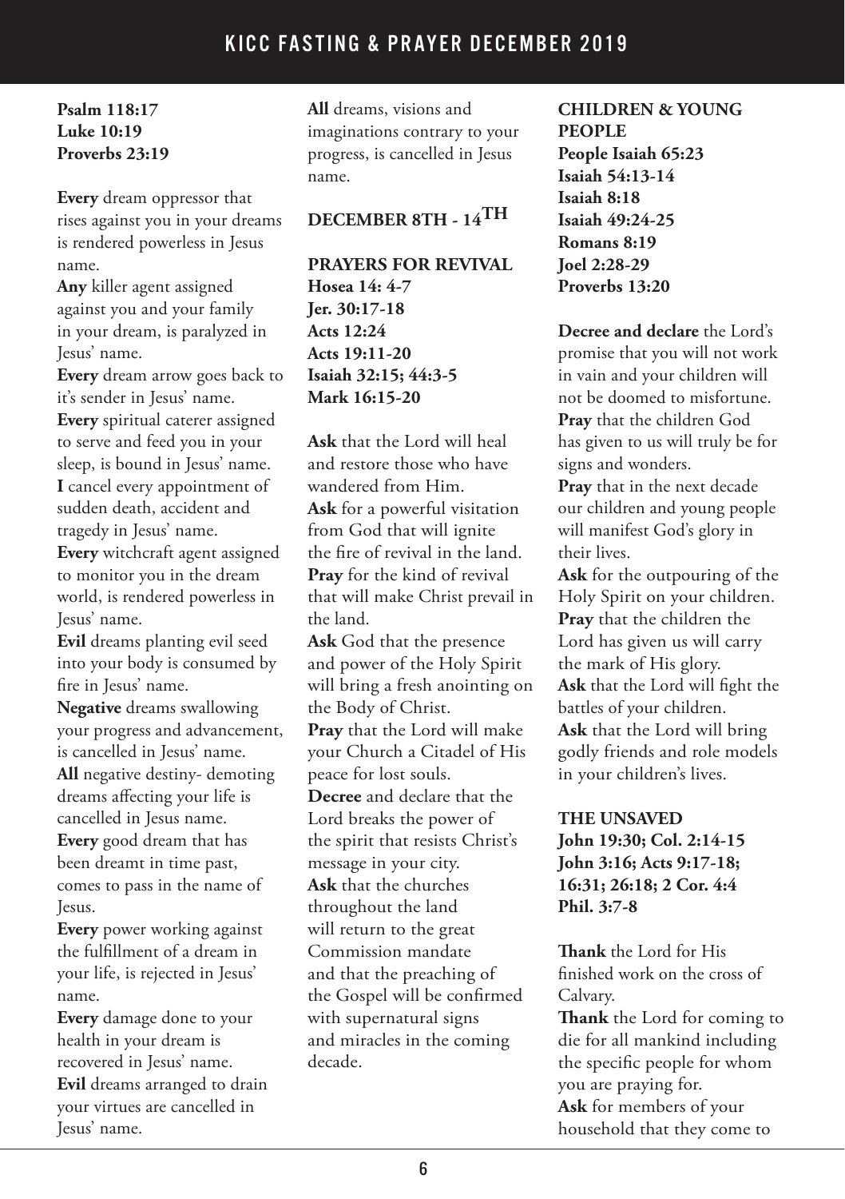**Psalm 118:17**
**Luke 10:19**
**Proverbs 23:19**

**Every** dream oppressor that rises against you in your dreams is rendered powerless in Jesus name.
**Any** killer agent assigned against you and your family in your dream, is paralyzed in Jesus' name.
**Every** dream arrow goes back to it's sender in Jesus' name.
**Every** spiritual caterer assigned to serve and feed you in your sleep, is bound in Jesus' name.
**I** cancel every appointment of sudden death, accident and tragedy in Jesus' name.
**Every** witchcraft agent assigned to monitor you in the dream world, is rendered powerless in Jesus' name.
**Evil** dreams planting evil seed into your body is consumed by fire in Jesus' name.
**Negative** dreams swallowing your progress and advancement, is cancelled in Jesus' name.
**All** negative destiny- demoting dreams affecting your life is cancelled in Jesus name.
**Every** good dream that has been dreamt in time past, comes to pass in the name of Jesus.
**Every** power working against the fulfillment of a dream in your life, is rejected in Jesus' name.
**Every** damage done to your health in your dream is recovered in Jesus' name.
**Evil** dreams arranged to drain your virtues are cancelled in Jesus' name.
**All** dreams, visions and imaginations contrary to your progress, is cancelled in Jesus name.

## DECEMBER 8TH - 14TH

**PRAYERS FOR REVIVAL**
**Hosea 14: 4-7**
**Jer. 30:17-18**
**Acts 12:24**
**Acts 19:11-20**
**Isaiah 32:15; 44:3-5**
**Mark 16:15-20**

**Ask** that the Lord will heal and restore those who have wandered from Him.
**Ask** for a powerful visitation from God that will ignite the fire of revival in the land.
**Pray** for the kind of revival that will make Christ prevail in the land.
**Ask** God that the presence and power of the Holy Spirit will bring a fresh anointing on the Body of Christ.
**Pray** that the Lord will make your Church a Citadel of His peace for lost souls.
**Decree** and declare that the Lord breaks the power of the spirit that resists Christ's message in your city.
**Ask** that the churches throughout the land will return to the great Commission mandate and that the preaching of the Gospel will be confirmed with supernatural signs and miracles in the coming decade.

**CHILDREN & YOUNG PEOPLE**
**People Isaiah 65:23**
**Isaiah 54:13-14**
**Isaiah 8:18**
**Isaiah 49:24-25**
**Romans 8:19**
**Joel 2:28-29**
**Proverbs 13:20**

**Decree and declare** the Lord's promise that you will not work in vain and your children will not be doomed to misfortune.
**Pray** that the children God has given to us will truly be for signs and wonders.
**Pray** that in the next decade our children and young people will manifest God's glory in their lives.
**Ask** for the outpouring of the Holy Spirit on your children.
**Pray** that the children the Lord has given us will carry the mark of His glory.
**Ask** that the Lord will fight the battles of your children.
**Ask** that the Lord will bring godly friends and role models in your children's lives.

**THE UNSAVED**
**John 19:30; Col. 2:14-15**
**John 3:16; Acts 9:17-18; 16:31; 26:18; 2 Cor. 4:4**
**Phil. 3:7-8**

**Thank** the Lord for His finished work on the cross of Calvary.
**Thank** the Lord for coming to die for all mankind including the specific people for whom you are praying for.
**Ask** for members of your household that they come to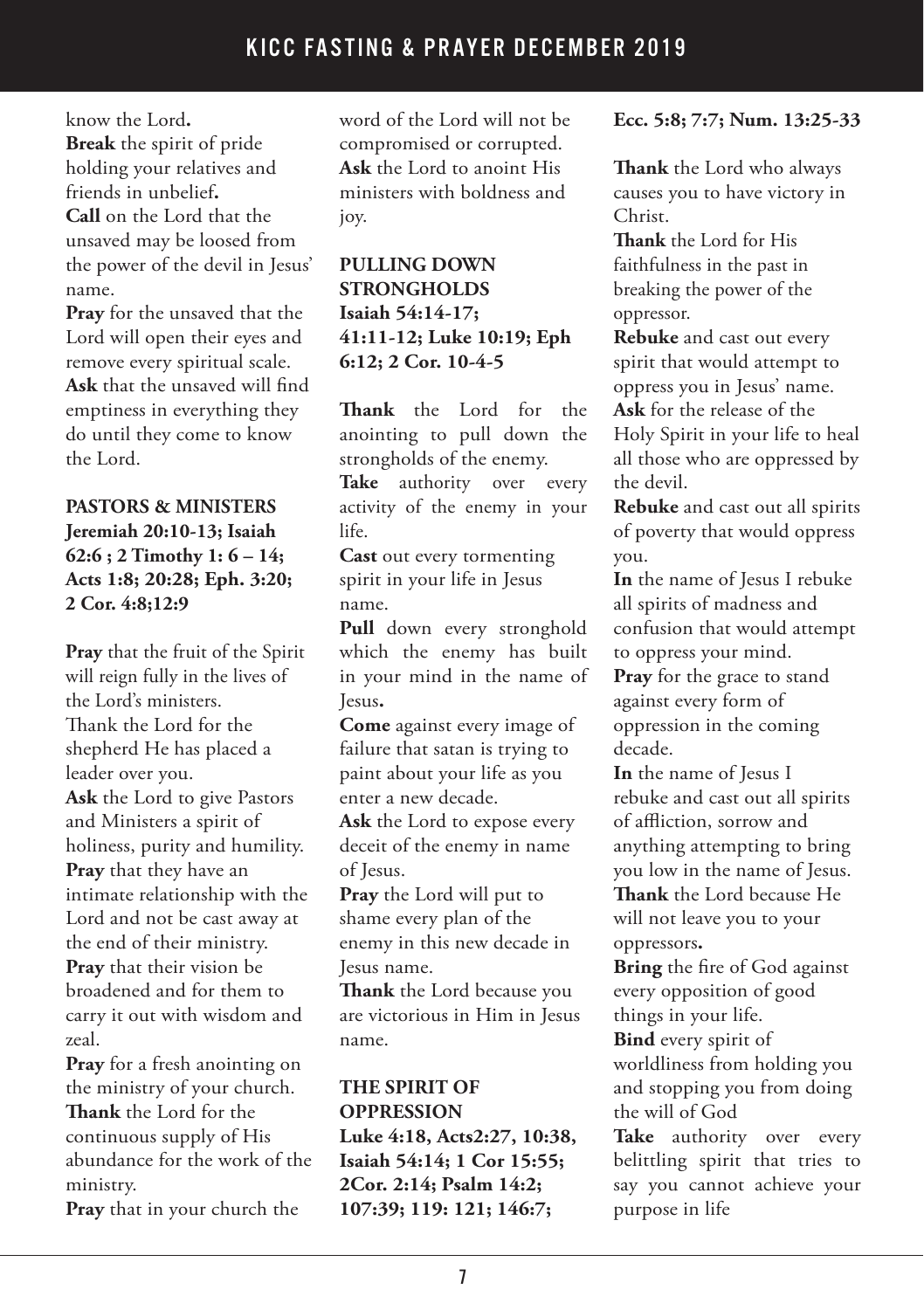know the Lord**.**
**Break** the spirit of pride holding your relatives and friends in unbelief**.**
**Call** on the Lord that the unsaved may be loosed from the power of the devil in Jesus' name.
**Pray** for the unsaved that the Lord will open their eyes and remove every spiritual scale.
**Ask** that the unsaved will find emptiness in everything they do until they come to know the Lord.

**PASTORS & MINISTERS**
**Jeremiah 20:10-13; Isaiah 62:6 ; 2 Timothy 1: 6 – 14; Acts 1:8; 20:28; Eph. 3:20; 2 Cor. 4:8;12:9**

**Pray** that the fruit of the Spirit will reign fully in the lives of the Lord's ministers.
Thank the Lord for the shepherd He has placed a leader over you.
**Ask** the Lord to give Pastors and Ministers a spirit of holiness, purity and humility.
**Pray** that they have an intimate relationship with the Lord and not be cast away at the end of their ministry.
**Pray** that their vision be broadened and for them to carry it out with wisdom and zeal.
**Pray** for a fresh anointing on the ministry of your church.
**Thank** the Lord for the continuous supply of His abundance for the work of the ministry.
**Pray** that in your church the word of the Lord will not be compromised or corrupted.
**Ask** the Lord to anoint His ministers with boldness and joy.

**PULLING DOWN STRONGHOLDS**
**Isaiah 54:14-17; 41:11-12; Luke 10:19; Eph 6:12; 2 Cor. 10-4-5**

**Thank** the Lord for the anointing to pull down the strongholds of the enemy.
**Take** authority over every activity of the enemy in your life.
**Cast** out every tormenting spirit in your life in Jesus name.
**Pull** down every stronghold which the enemy has built in your mind in the name of Jesus**.**
**Come** against every image of failure that satan is trying to paint about your life as you enter a new decade.
**Ask** the Lord to expose every deceit of the enemy in name of Jesus.
**Pray** the Lord will put to shame every plan of the enemy in this new decade in Jesus name.
**Thank** the Lord because you are victorious in Him in Jesus name.

**THE SPIRIT OF OPPRESSION**
**Luke 4:18, Acts2:27, 10:38, Isaiah 54:14; 1 Cor 15:55; 2Cor. 2:14; Psalm 14:2; 107:39; 119: 121; 146:7; Ecc. 5:8; 7:7; Num. 13:25-33**

**Thank** the Lord who always causes you to have victory in Christ.
**Thank** the Lord for His faithfulness in the past in breaking the power of the oppressor.
**Rebuke** and cast out every spirit that would attempt to oppress you in Jesus' name.
**Ask** for the release of the Holy Spirit in your life to heal all those who are oppressed by the devil.
**Rebuke** and cast out all spirits of poverty that would oppress you.
**In** the name of Jesus I rebuke all spirits of madness and confusion that would attempt to oppress your mind.
**Pray** for the grace to stand against every form of oppression in the coming decade.
**In** the name of Jesus I rebuke and cast out all spirits of affliction, sorrow and anything attempting to bring you low in the name of Jesus.
**Thank** the Lord because He will not leave you to your oppressors**.**
**Bring** the fire of God against every opposition of good things in your life.
**Bind** every spirit of worldliness from holding you and stopping you from doing the will of God
**Take** authority over every belittling spirit that tries to say you cannot achieve your purpose in life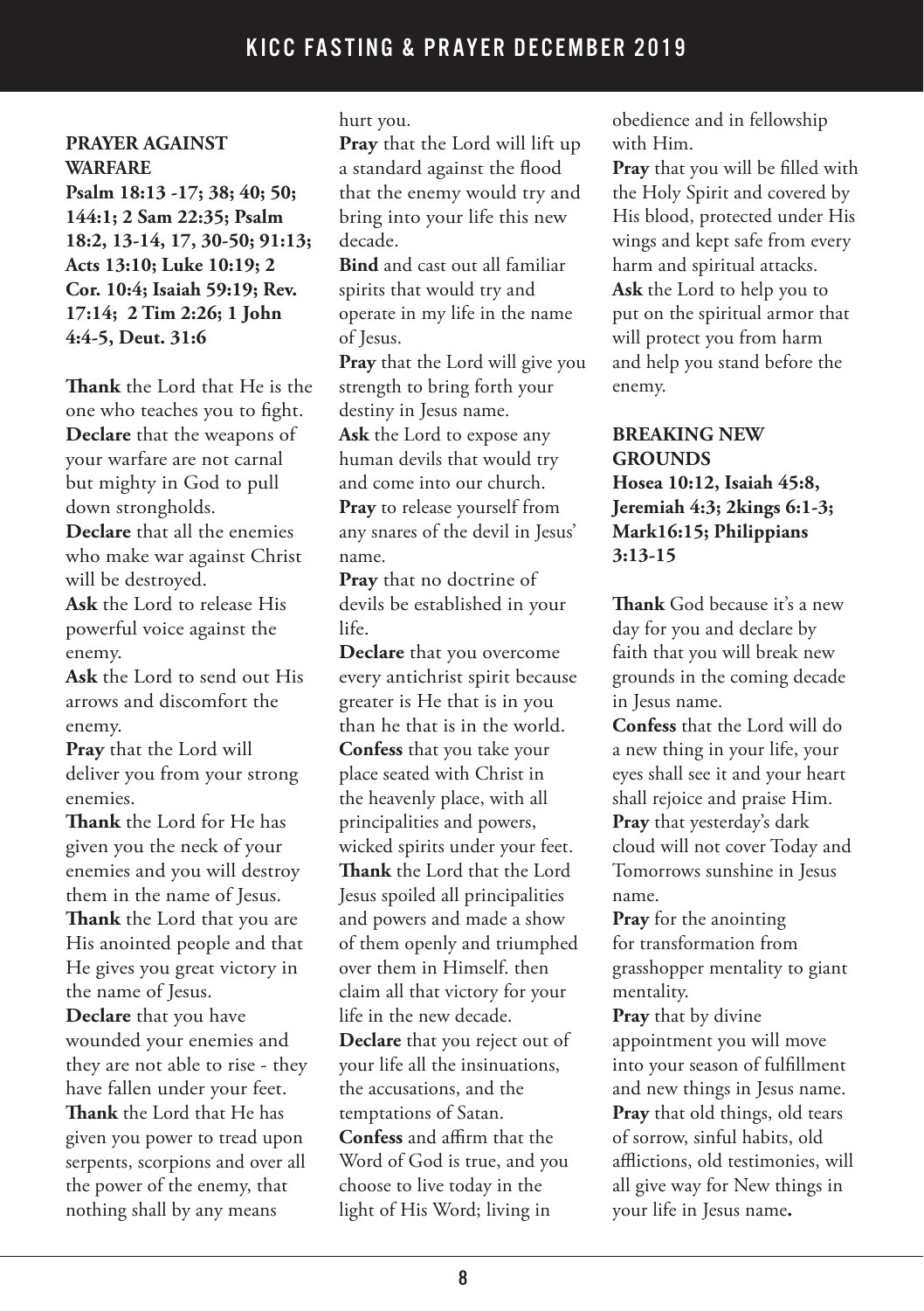## PRAYER AGAINST WARFARE

**Psalm 18:13 -17; 38; 40; 50; 144:1; 2 Sam 22:35; Psalm 18:2, 13-14, 17, 30-50; 91:13; Acts 13:10; Luke 10:19; 2 Cor. 10:4; Isaiah 59:19; Rev. 17:14; 2 Tim 2:26; 1 John 4:4-5, Deut. 31:6**

**Thank** the Lord that He is the one who teaches you to fight.
**Declare** that the weapons of your warfare are not carnal but mighty in God to pull down strongholds.
**Declare** that all the enemies who make war against Christ will be destroyed.
**Ask** the Lord to release His powerful voice against the enemy.
**Ask** the Lord to send out His arrows and discomfort the enemy.
**Pray** that the Lord will deliver you from your strong enemies.
**Thank** the Lord for He has given you the neck of your enemies and you will destroy them in the name of Jesus.
**Thank** the Lord that you are His anointed people and that He gives you great victory in the name of Jesus.
**Declare** that you have wounded your enemies and they are not able to rise - they have fallen under your feet.
**Thank** the Lord that He has given you power to tread upon serpents, scorpions and over all the power of the enemy, that nothing shall by any means hurt you.
**Pray** that the Lord will lift up a standard against the flood that the enemy would try and bring into your life this new decade.
**Bind** and cast out all familiar spirits that would try and operate in my life in the name of Jesus.
**Pray** that the Lord will give you strength to bring forth your destiny in Jesus name.
**Ask** the Lord to expose any human devils that would try and come into our church.
**Pray** to release yourself from any snares of the devil in Jesus' name.
**Pray** that no doctrine of devils be established in your life.
**Declare** that you overcome every antichrist spirit because greater is He that is in you than he that is in the world.
**Confess** that you take your place seated with Christ in the heavenly place, with all principalities and powers, wicked spirits under your feet.
**Thank** the Lord that the Lord Jesus spoiled all principalities and powers and made a show of them openly and triumphed over them in Himself. then claim all that victory for your life in the new decade.
**Declare** that you reject out of your life all the insinuations, the accusations, and the temptations of Satan.
**Confess** and affirm that the Word of God is true, and you choose to live today in the light of His Word; living in obedience and in fellowship with Him.
**Pray** that you will be filled with the Holy Spirit and covered by His blood, protected under His wings and kept safe from every harm and spiritual attacks.
**Ask** the Lord to help you to put on the spiritual armor that will protect you from harm and help you stand before the enemy.

## BREAKING NEW GROUNDS

**Hosea 10:12, Isaiah 45:8, Jeremiah 4:3; 2kings 6:1-3; Mark16:15; Philippians 3:13-15**

**Thank** God because it's a new day for you and declare by faith that you will break new grounds in the coming decade in Jesus name.
**Confess** that the Lord will do a new thing in your life, your eyes shall see it and your heart shall rejoice and praise Him.
**Pray** that yesterday's dark cloud will not cover Today and Tomorrows sunshine in Jesus name.
**Pray** for the anointing for transformation from grasshopper mentality to giant mentality.
**Pray** that by divine appointment you will move into your season of fulfillment and new things in Jesus name.
**Pray** that old things, old tears of sorrow, sinful habits, old afflictions, old testimonies, will all give way for New things in your life in Jesus name**.**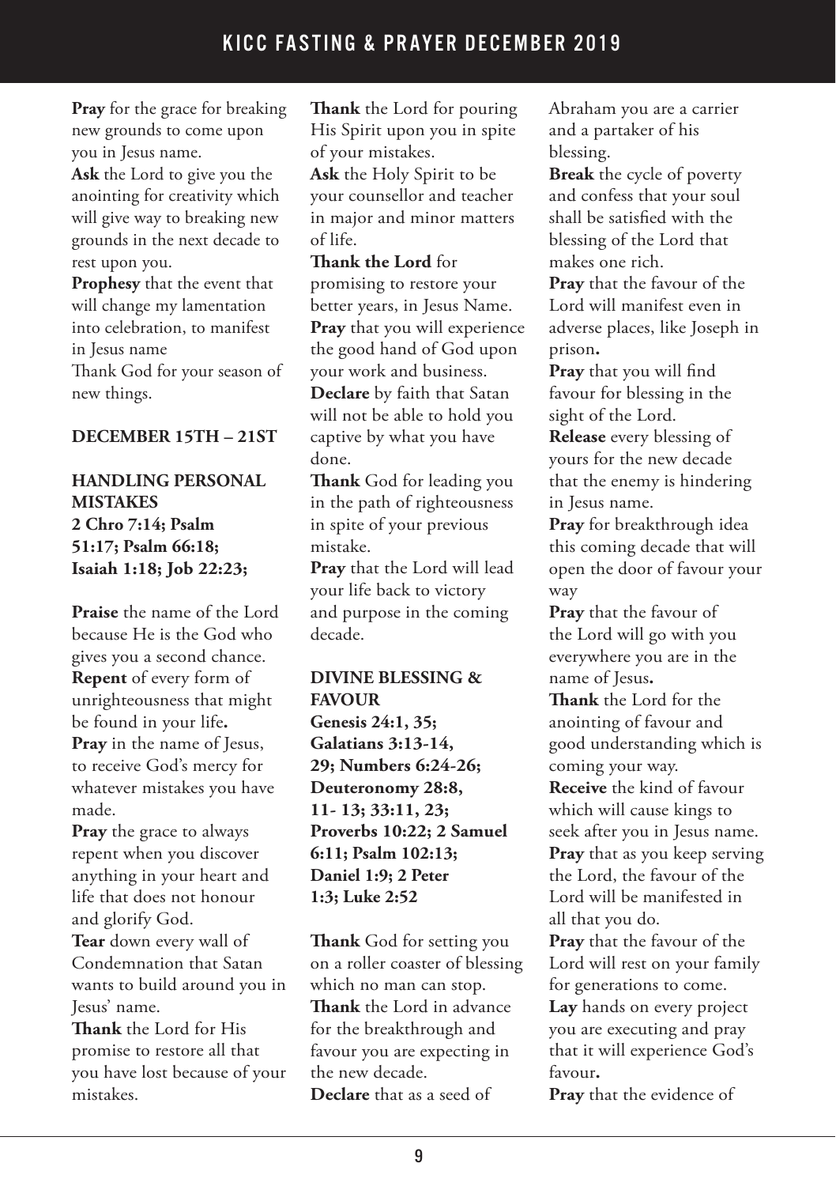**Pray** for the grace for breaking new grounds to come upon you in Jesus name.

**Ask** the Lord to give you the anointing for creativity which will give way to breaking new grounds in the next decade to rest upon you.

**Prophesy** that the event that will change my lamentation into celebration, to manifest in Jesus name

Thank God for your season of new things.

**DECEMBER 15TH – 21ST**

**HANDLING PERSONAL MISTAKES**
**2 Chro 7:14; Psalm 51:17; Psalm 66:18; Isaiah 1:18; Job 22:23;**

**Praise** the name of the Lord because He is the God who gives you a second chance.

**Repent** of every form of unrighteousness that might be found in your life**.**

**Pray** in the name of Jesus, to receive God's mercy for whatever mistakes you have made.

**Pray** the grace to always repent when you discover anything in your heart and life that does not honour and glorify God.

**Tear** down every wall of Condemnation that Satan wants to build around you in Jesus' name.

**Thank** the Lord for His promise to restore all that you have lost because of your mistakes.

**Thank** the Lord for pouring His Spirit upon you in spite of your mistakes.

**Ask** the Holy Spirit to be your counsellor and teacher in major and minor matters of life.

**Thank the Lord** for promising to restore your better years, in Jesus Name.

**Pray** that you will experience the good hand of God upon your work and business.

**Declare** by faith that Satan will not be able to hold you captive by what you have done.

**Thank** God for leading you in the path of righteousness in spite of your previous mistake.

**Pray** that the Lord will lead your life back to victory and purpose in the coming decade.

**DIVINE BLESSING & FAVOUR**
**Genesis 24:1, 35; Galatians 3:13-14, 29; Numbers 6:24-26; Deuteronomy 28:8, 11- 13; 33:11, 23; Proverbs 10:22; 2 Samuel 6:11; Psalm 102:13; Daniel 1:9; 2 Peter 1:3; Luke 2:52**

**Thank** God for setting you on a roller coaster of blessing which no man can stop.

**Thank** the Lord in advance for the breakthrough and favour you are expecting in the new decade.

**Declare** that as a seed of Abraham you are a carrier and a partaker of his blessing.

**Break** the cycle of poverty and confess that your soul shall be satisfied with the blessing of the Lord that makes one rich.

**Pray** that the favour of the Lord will manifest even in adverse places, like Joseph in prison**.**

**Pray** that you will find favour for blessing in the sight of the Lord.

**Release** every blessing of yours for the new decade that the enemy is hindering in Jesus name.

**Pray** for breakthrough idea this coming decade that will open the door of favour your way

**Pray** that the favour of the Lord will go with you everywhere you are in the name of Jesus**.**

**Thank** the Lord for the anointing of favour and good understanding which is coming your way.

**Receive** the kind of favour which will cause kings to seek after you in Jesus name.

**Pray** that as you keep serving the Lord, the favour of the Lord will be manifested in all that you do.

**Pray** that the favour of the Lord will rest on your family for generations to come.

**Lay** hands on every project you are executing and pray that it will experience God's favour**.**

**Pray** that the evidence of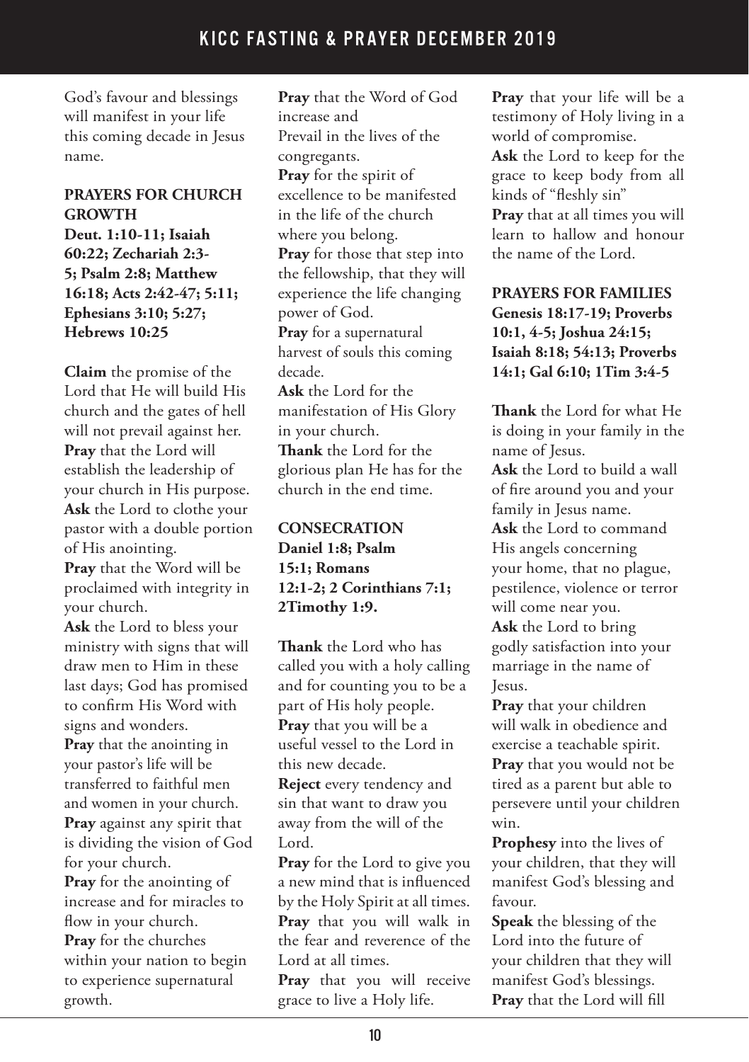God's favour and blessings will manifest in your life this coming decade in Jesus name.

## PRAYERS FOR CHURCH GROWTH

**Deut. 1:10-11; Isaiah 60:22; Zechariah 2:3-5; Psalm 2:8; Matthew 16:18; Acts 2:42-47; 5:11; Ephesians 3:10; 5:27; Hebrews 10:25**

**Claim** the promise of the Lord that He will build His church and the gates of hell will not prevail against her.
**Pray** that the Lord will establish the leadership of your church in His purpose.
**Ask** the Lord to clothe your pastor with a double portion of His anointing.
**Pray** that the Word will be proclaimed with integrity in your church.
**Ask** the Lord to bless your ministry with signs that will draw men to Him in these last days; God has promised to confirm His Word with signs and wonders.
**Pray** that the anointing in your pastor's life will be transferred to faithful men and women in your church.
**Pray** against any spirit that is dividing the vision of God for your church.
**Pray** for the anointing of increase and for miracles to flow in your church.
**Pray** for the churches within your nation to begin to experience supernatural growth.
**Pray** that the Word of God increase and
Prevail in the lives of the congregants.
**Pray** for the spirit of excellence to be manifested in the life of the church where you belong.
**Pray** for those that step into the fellowship, that they will experience the life changing power of God.
**Pray** for a supernatural harvest of souls this coming decade.
**Ask** the Lord for the manifestation of His Glory in your church.
**Thank** the Lord for the glorious plan He has for the church in the end time.

## CONSECRATION

**Daniel 1:8; Psalm 15:1; Romans 12:1-2; 2 Corinthians 7:1; 2Timothy 1:9.**

**Thank** the Lord who has called you with a holy calling and for counting you to be a part of His holy people.
**Pray** that you will be a useful vessel to the Lord in this new decade.
**Reject** every tendency and sin that want to draw you away from the will of the Lord.
**Pray** for the Lord to give you a new mind that is influenced by the Holy Spirit at all times.
**Pray** that you will walk in the fear and reverence of the Lord at all times.
**Pray** that you will receive grace to live a Holy life.
**Pray** that your life will be a testimony of Holy living in a world of compromise.
**Ask** the Lord to keep for the grace to keep body from all kinds of "fleshly sin"
**Pray** that at all times you will learn to hallow and honour the name of the Lord.

## PRAYERS FOR FAMILIES

**Genesis 18:17-19; Proverbs 10:1, 4-5; Joshua 24:15; Isaiah 8:18; 54:13; Proverbs 14:1; Gal 6:10; 1Tim 3:4-5**

**Thank** the Lord for what He is doing in your family in the name of Jesus.
**Ask** the Lord to build a wall of fire around you and your family in Jesus name.
**Ask** the Lord to command His angels concerning your home, that no plague, pestilence, violence or terror will come near you.
**Ask** the Lord to bring godly satisfaction into your marriage in the name of Jesus.
**Pray** that your children will walk in obedience and exercise a teachable spirit.
**Pray** that you would not be tired as a parent but able to persevere until your children win.
**Prophesy** into the lives of your children, that they will manifest God's blessing and favour.
**Speak** the blessing of the Lord into the future of your children that they will manifest God's blessings.
**Pray** that the Lord will fill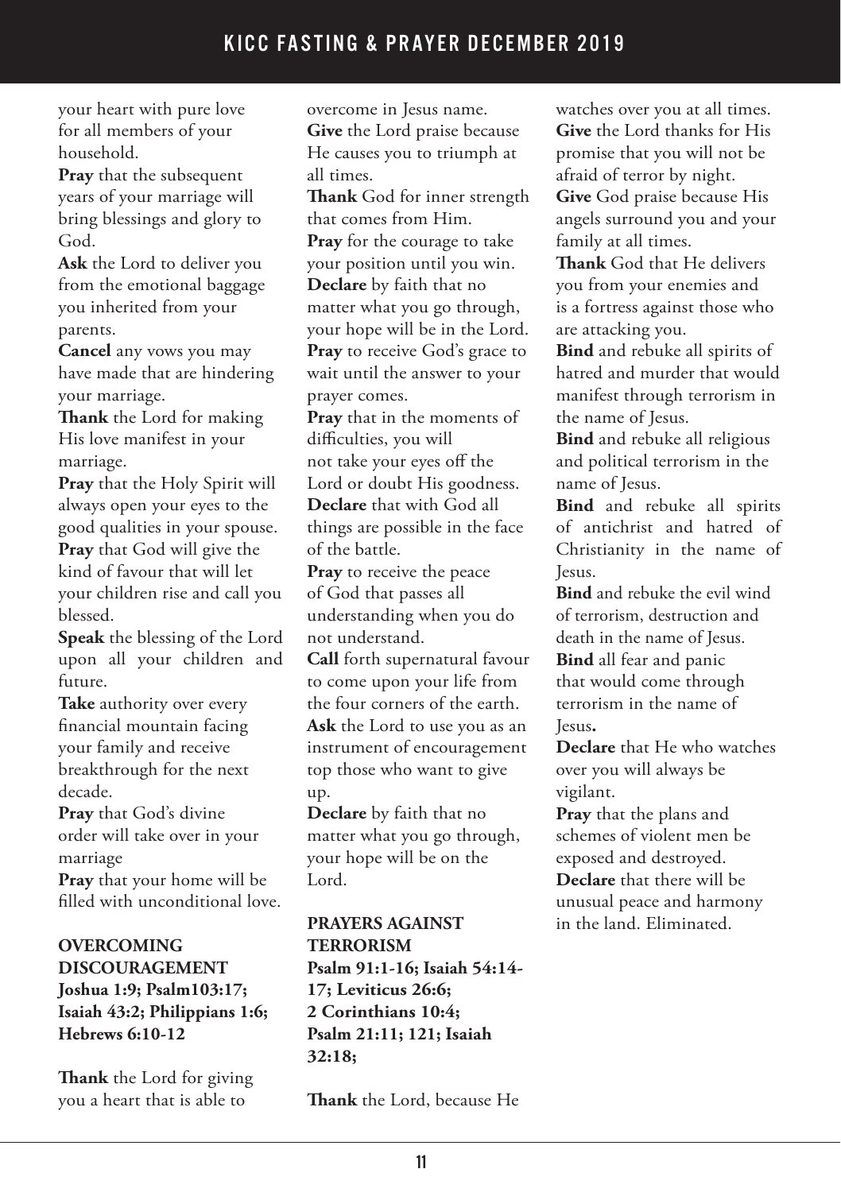your heart with pure love for all members of your household.

**Pray** that the subsequent years of your marriage will bring blessings and glory to God.

**Ask** the Lord to deliver you from the emotional baggage you inherited from your parents.

**Cancel** any vows you may have made that are hindering your marriage.

**Thank** the Lord for making His love manifest in your marriage.

**Pray** that the Holy Spirit will always open your eyes to the good qualities in your spouse.

**Pray** that God will give the kind of favour that will let your children rise and call you blessed.

**Speak** the blessing of the Lord upon all your children and future.

**Take** authority over every financial mountain facing your family and receive breakthrough for the next decade.

**Pray** that God's divine order will take over in your marriage

**Pray** that your home will be filled with unconditional love.

## OVERCOMING DISCOURAGEMENT

**Joshua 1:9; Psalm103:17; Isaiah 43:2; Philippians 1:6; Hebrews 6:10-12**

**Thank** the Lord for giving you a heart that is able to overcome in Jesus name.

**Give** the Lord praise because He causes you to triumph at all times.

**Thank** God for inner strength that comes from Him.

**Pray** for the courage to take your position until you win.

**Declare** by faith that no matter what you go through, your hope will be in the Lord.

**Pray** to receive God's grace to wait until the answer to your prayer comes.

**Pray** that in the moments of difficulties, you will not take your eyes off the Lord or doubt His goodness.

**Declare** that with God all things are possible in the face of the battle.

**Pray** to receive the peace of God that passes all understanding when you do not understand.

**Call** forth supernatural favour to come upon your life from the four corners of the earth.

**Ask** the Lord to use you as an instrument of encouragement top those who want to give up.

**Declare** by faith that no matter what you go through, your hope will be on the Lord.

## PRAYERS AGAINST TERRORISM

**Psalm 91:1-16; Isaiah 54:14-17; Leviticus 26:6; 2 Corinthians 10:4; Psalm 21:11; 121; Isaiah 32:18;**

**Thank** the Lord, because He watches over you at all times.

**Give** the Lord thanks for His promise that you will not be afraid of terror by night.

**Give** God praise because His angels surround you and your family at all times.

**Thank** God that He delivers you from your enemies and is a fortress against those who are attacking you.

**Bind** and rebuke all spirits of hatred and murder that would manifest through terrorism in the name of Jesus.

**Bind** and rebuke all religious and political terrorism in the name of Jesus.

**Bind** and rebuke all spirits of antichrist and hatred of Christianity in the name of Jesus.

**Bind** and rebuke the evil wind of terrorism, destruction and death in the name of Jesus.

**Bind** all fear and panic that would come through terrorism in the name of Jesus**.**

**Declare** that He who watches over you will always be vigilant.

**Pray** that the plans and schemes of violent men be exposed and destroyed.

**Declare** that there will be unusual peace and harmony in the land. Eliminated.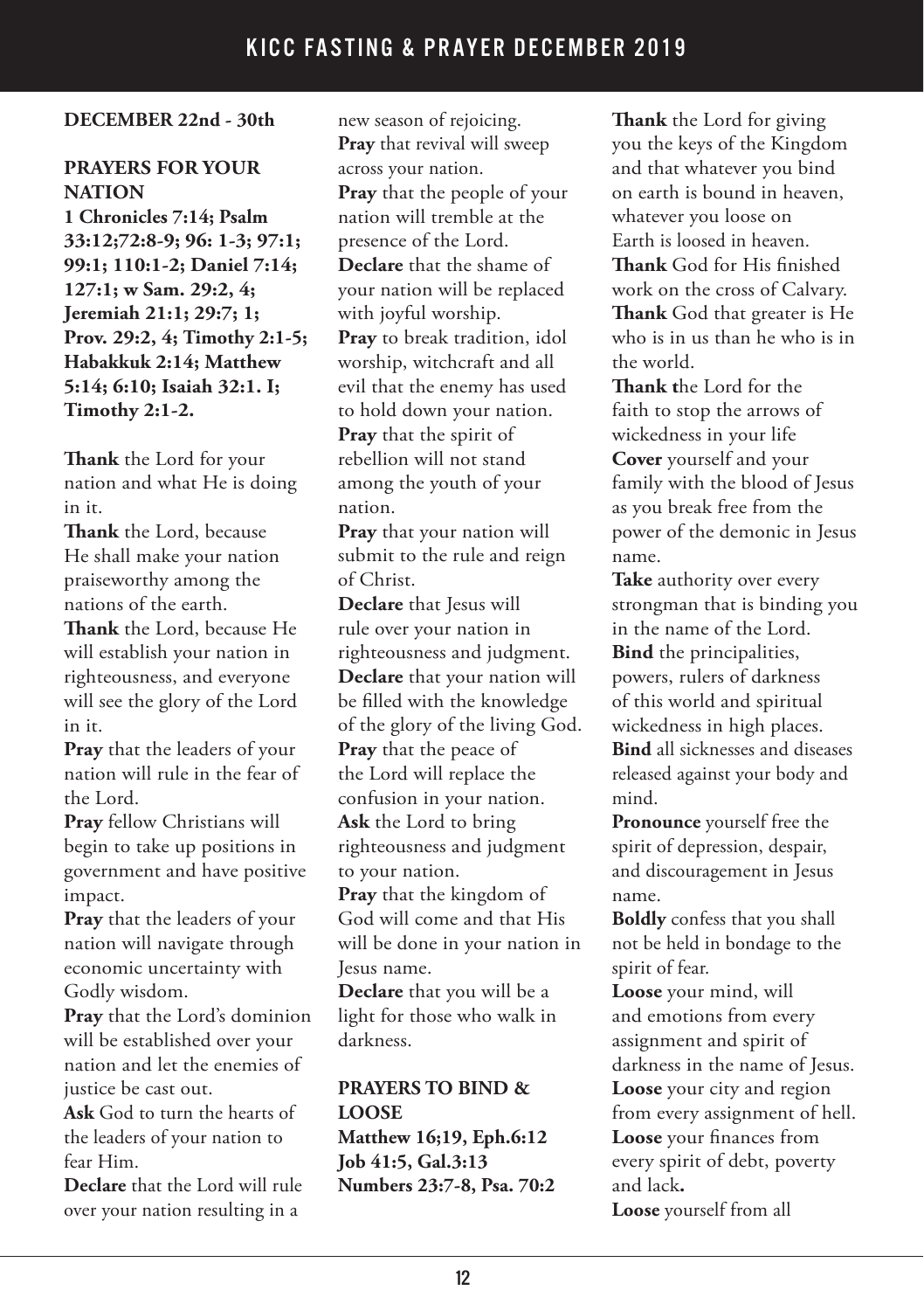**DECEMBER 22nd - 30th**

**PRAYERS FOR YOUR NATION**

**1 Chronicles 7:14; Psalm 33:12;72:8-9; 96: 1-3; 97:1; 99:1; 110:1-2; Daniel 7:14; 127:1; w Sam. 29:2, 4; Jeremiah 21:1; 29:7; 1; Prov. 29:2, 4; Timothy 2:1-5; Habakkuk 2:14; Matthew 5:14; 6:10; Isaiah 32:1. I; Timothy 2:1-2.**

**Thank** the Lord for your nation and what He is doing in it.

**Thank** the Lord, because He shall make your nation praiseworthy among the nations of the earth.

**Thank** the Lord, because He will establish your nation in righteousness, and everyone will see the glory of the Lord in it.

**Pray** that the leaders of your nation will rule in the fear of the Lord.

**Pray** fellow Christians will begin to take up positions in government and have positive impact.

**Pray** that the leaders of your nation will navigate through economic uncertainty with Godly wisdom.

**Pray** that the Lord's dominion will be established over your nation and let the enemies of justice be cast out.

**Ask** God to turn the hearts of the leaders of your nation to fear Him.

**Declare** that the Lord will rule over your nation resulting in a new season of rejoicing.

**Pray** that revival will sweep across your nation.

**Pray** that the people of your nation will tremble at the presence of the Lord.

**Declare** that the shame of your nation will be replaced with joyful worship.

**Pray** to break tradition, idol worship, witchcraft and all evil that the enemy has used to hold down your nation.

**Pray** that the spirit of rebellion will not stand among the youth of your nation.

**Pray** that your nation will submit to the rule and reign of Christ.

**Declare** that Jesus will rule over your nation in righteousness and judgment.

**Declare** that your nation will be filled with the knowledge of the glory of the living God.

**Pray** that the peace of the Lord will replace the confusion in your nation.

**Ask** the Lord to bring righteousness and judgment to your nation.

**Pray** that the kingdom of God will come and that His will be done in your nation in Jesus name.

**Declare** that you will be a light for those who walk in darkness.

**PRAYERS TO BIND & LOOSE**

**Matthew 16;19, Eph.6:12**
**Job 41:5, Gal.3:13**
**Numbers 23:7-8, Psa. 70:2**

**Thank** the Lord for giving you the keys of the Kingdom and that whatever you bind on earth is bound in heaven, whatever you loose on Earth is loosed in heaven.

**Thank** God for His finished work on the cross of Calvary.

**Thank** God that greater is He who is in us than he who is in the world.

**Thank t**he Lord for the faith to stop the arrows of wickedness in your life

**Cover** yourself and your family with the blood of Jesus as you break free from the power of the demonic in Jesus name.

**Take** authority over every strongman that is binding you in the name of the Lord.

**Bind** the principalities, powers, rulers of darkness of this world and spiritual wickedness in high places.

**Bind** all sicknesses and diseases released against your body and mind.

**Pronounce** yourself free the spirit of depression, despair, and discouragement in Jesus name.

**Boldly** confess that you shall not be held in bondage to the spirit of fear.

**Loose** your mind, will and emotions from every assignment and spirit of darkness in the name of Jesus.

**Loose** your city and region from every assignment of hell.

**Loose** your finances from every spirit of debt, poverty and lack**.**

**Loose** yourself from all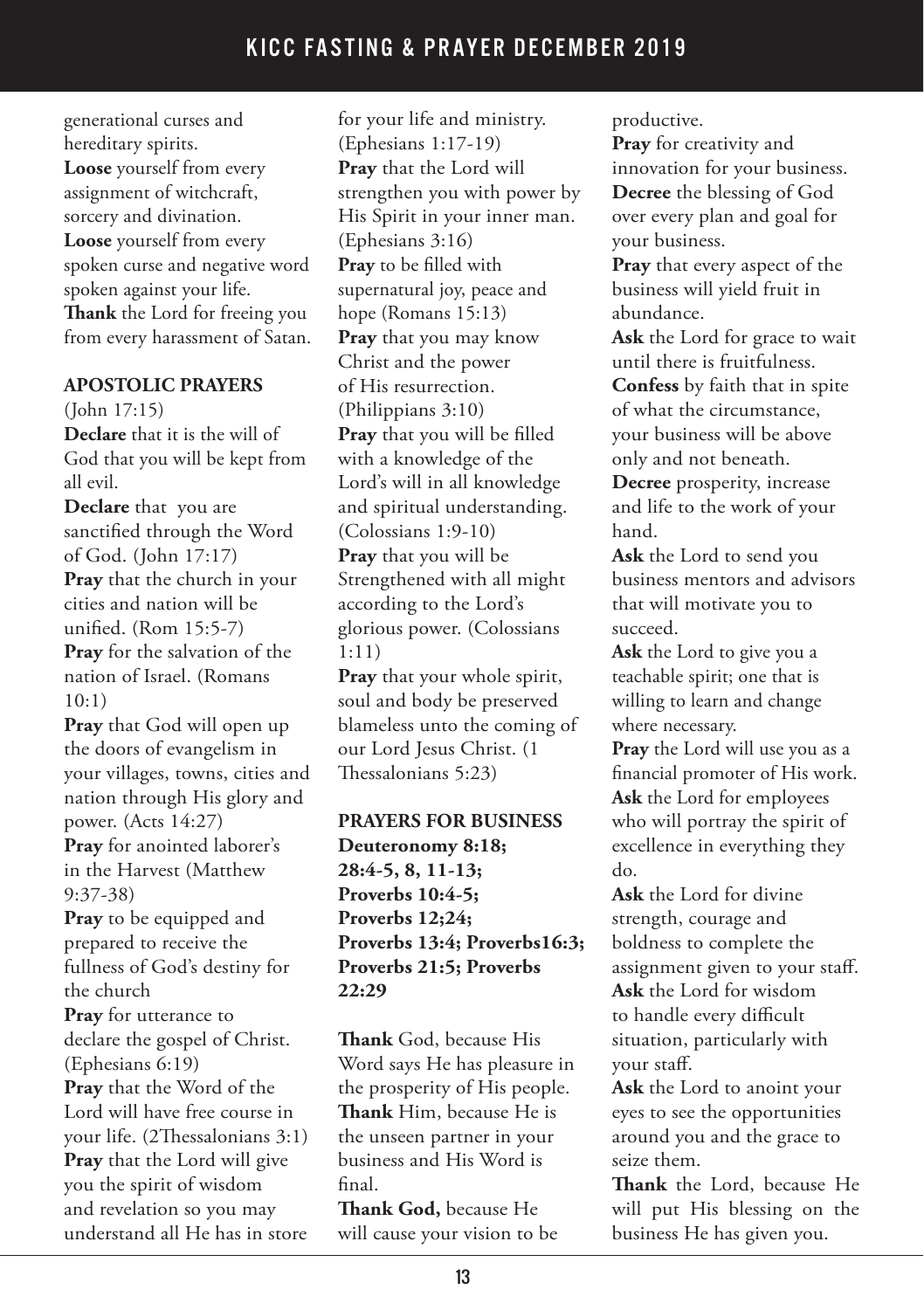generational curses and hereditary spirits.

**Loose** yourself from every assignment of witchcraft, sorcery and divination.

**Loose** yourself from every spoken curse and negative word spoken against your life.

**Thank** the Lord for freeing you from every harassment of Satan.

**APOSTOLIC PRAYERS**

(John 17:15)

**Declare** that it is the will of God that you will be kept from all evil.

**Declare** that you are sanctified through the Word of God. (John 17:17)

**Pray** that the church in your cities and nation will be unified. (Rom 15:5-7)

**Pray** for the salvation of the nation of Israel. (Romans 10:1)

**Pray** that God will open up the doors of evangelism in your villages, towns, cities and nation through His glory and power. (Acts 14:27)

**Pray** for anointed laborer's in the Harvest (Matthew 9:37-38)

**Pray** to be equipped and prepared to receive the fullness of God's destiny for the church

**Pray** for utterance to declare the gospel of Christ. (Ephesians 6:19)

**Pray** that the Word of the Lord will have free course in your life. (2Thessalonians 3:1)

**Pray** that the Lord will give you the spirit of wisdom and revelation so you may understand all He has in store for your life and ministry. (Ephesians 1:17-19)

**Pray** that the Lord will strengthen you with power by His Spirit in your inner man. (Ephesians 3:16)

**Pray** to be filled with supernatural joy, peace and hope (Romans 15:13)

**Pray** that you may know Christ and the power of His resurrection. (Philippians 3:10)

**Pray** that you will be filled with a knowledge of the Lord's will in all knowledge and spiritual understanding. (Colossians 1:9-10)

**Pray** that you will be Strengthened with all might according to the Lord's glorious power. (Colossians 1:11)

**Pray** that your whole spirit, soul and body be preserved blameless unto the coming of our Lord Jesus Christ. (1 Thessalonians 5:23)

**PRAYERS FOR BUSINESS**

**Deuteronomy 8:18; 28:4-5, 8, 11-13; Proverbs 10:4-5; Proverbs 12;24; Proverbs 13:4; Proverbs16:3; Proverbs 21:5; Proverbs 22:29**

**Thank** God, because His Word says He has pleasure in the prosperity of His people.

**Thank** Him, because He is the unseen partner in your business and His Word is final.

**Thank God,** because He will cause your vision to be productive.

**Pray** for creativity and innovation for your business.

**Decree** the blessing of God over every plan and goal for your business.

**Pray** that every aspect of the business will yield fruit in abundance.

**Ask** the Lord for grace to wait until there is fruitfulness.

**Confess** by faith that in spite of what the circumstance, your business will be above only and not beneath.

**Decree** prosperity, increase and life to the work of your hand.

**Ask** the Lord to send you business mentors and advisors that will motivate you to succeed.

**Ask** the Lord to give you a teachable spirit; one that is willing to learn and change where necessary.

**Pray** the Lord will use you as a financial promoter of His work.

**Ask** the Lord for employees who will portray the spirit of excellence in everything they do.

**Ask** the Lord for divine strength, courage and boldness to complete the assignment given to your staff.

**Ask** the Lord for wisdom to handle every difficult situation, particularly with your staff.

**Ask** the Lord to anoint your eyes to see the opportunities around you and the grace to seize them.

**Thank** the Lord, because He will put His blessing on the business He has given you.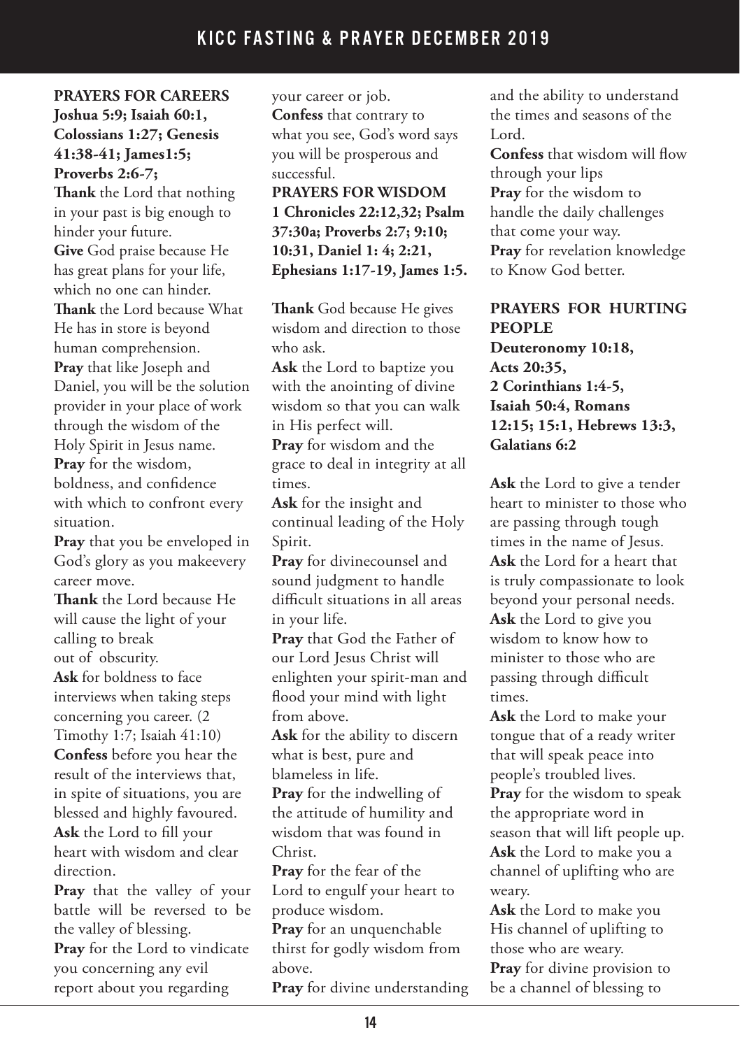**PRAYERS FOR CAREERS**
**Joshua 5:9; Isaiah 60:1, Colossians 1:27; Genesis 41:38-41; James1:5; Proverbs 2:6-7;**

**Thank** the Lord that nothing in your past is big enough to hinder your future.

**Give** God praise because He has great plans for your life, which no one can hinder.

**Thank** the Lord because What He has in store is beyond human comprehension.

**Pray** that like Joseph and Daniel, you will be the solution provider in your place of work through the wisdom of the Holy Spirit in Jesus name.

**Pray** for the wisdom, boldness, and confidence with which to confront every situation.

**Pray** that you be enveloped in God's glory as you makeevery career move.

**Thank** the Lord because He will cause the light of your calling to break out of obscurity.

**Ask** for boldness to face interviews when taking steps concerning you career. (2 Timothy 1:7; Isaiah 41:10)

**Confess** before you hear the result of the interviews that, in spite of situations, you are blessed and highly favoured.

**Ask** the Lord to fill your heart with wisdom and clear direction.

**Pray** that the valley of your battle will be reversed to be the valley of blessing.

**Pray** for the Lord to vindicate you concerning any evil report about you regarding your career or job.

**Confess** that contrary to what you see, God's word says you will be prosperous and successful.

**PRAYERS FOR WISDOM**
**1 Chronicles 22:12,32; Psalm 37:30a; Proverbs 2:7; 9:10; 10:31, Daniel 1: 4; 2:21, Ephesians 1:17-19, James 1:5.**

**Thank** God because He gives wisdom and direction to those who ask.

**Ask** the Lord to baptize you with the anointing of divine wisdom so that you can walk in His perfect will.

**Pray** for wisdom and the grace to deal in integrity at all times.

**Ask** for the insight and continual leading of the Holy Spirit.

**Pray** for divinecounsel and sound judgment to handle difficult situations in all areas in your life.

**Pray** that God the Father of our Lord Jesus Christ will enlighten your spirit-man and flood your mind with light from above.

**Ask** for the ability to discern what is best, pure and blameless in life.

**Pray** for the indwelling of the attitude of humility and wisdom that was found in Christ.

**Pray** for the fear of the Lord to engulf your heart to produce wisdom.

**Pray** for an unquenchable thirst for godly wisdom from above.

**Pray** for divine understanding and the ability to understand the times and seasons of the Lord.

**Confess** that wisdom will flow through your lips

**Pray** for the wisdom to handle the daily challenges that come your way.

**Pray** for revelation knowledge to Know God better.

**PRAYERS FOR HURTING PEOPLE**
**Deuteronomy 10:18, Acts 20:35, 2 Corinthians 1:4-5, Isaiah 50:4, Romans 12:15; 15:1, Hebrews 13:3, Galatians 6:2**

**Ask** the Lord to give a tender heart to minister to those who are passing through tough times in the name of Jesus.

**Ask** the Lord for a heart that is truly compassionate to look beyond your personal needs.

**Ask** the Lord to give you wisdom to know how to minister to those who are passing through difficult times.

**Ask** the Lord to make your tongue that of a ready writer that will speak peace into people's troubled lives.

**Pray** for the wisdom to speak the appropriate word in season that will lift people up.

**Ask** the Lord to make you a channel of uplifting who are weary.

**Ask** the Lord to make you His channel of uplifting to those who are weary.

**Pray** for divine provision to be a channel of blessing to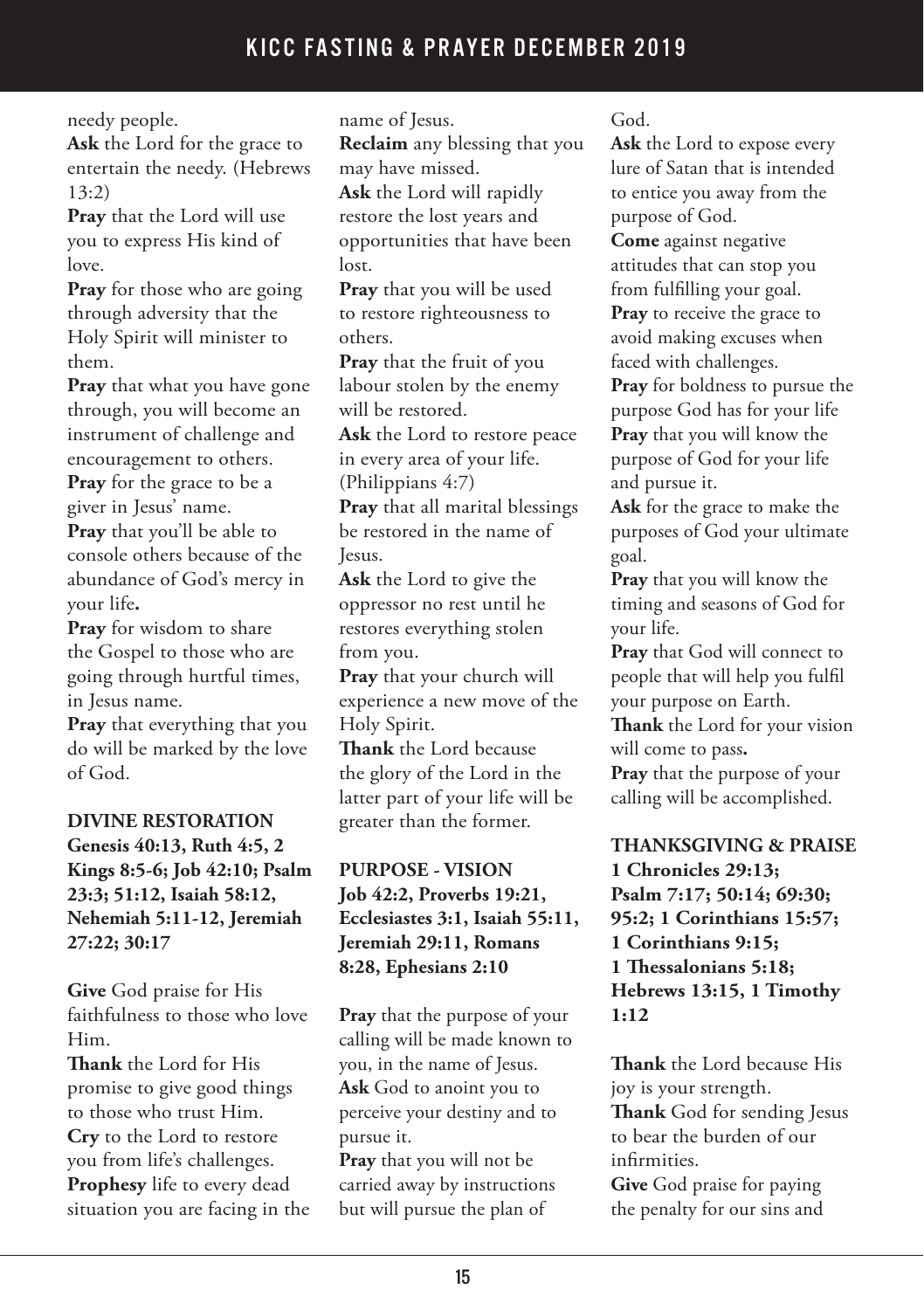needy people.

**Ask** the Lord for the grace to entertain the needy. (Hebrews 13:2)

**Pray** that the Lord will use you to express His kind of love.

**Pray** for those who are going through adversity that the Holy Spirit will minister to them.

**Pray** that what you have gone through, you will become an instrument of challenge and encouragement to others.

**Pray** for the grace to be a giver in Jesus' name.

**Pray** that you'll be able to console others because of the abundance of God's mercy in your life**.**

**Pray** for wisdom to share the Gospel to those who are going through hurtful times, in Jesus name.

**Pray** that everything that you do will be marked by the love of God.

**DIVINE RESTORATION**
**Genesis 40:13, Ruth 4:5, 2 Kings 8:5-6; Job 42:10; Psalm 23:3; 51:12, Isaiah 58:12, Nehemiah 5:11-12, Jeremiah 27:22; 30:17**

**Give** God praise for His faithfulness to those who love Him.

**Thank** the Lord for His promise to give good things to those who trust Him.

**Cry** to the Lord to restore you from life's challenges.

**Prophesy** life to every dead situation you are facing in the name of Jesus.

**Reclaim** any blessing that you may have missed.

**Ask** the Lord will rapidly restore the lost years and opportunities that have been lost.

**Pray** that you will be used to restore righteousness to others.

**Pray** that the fruit of you labour stolen by the enemy will be restored.

**Ask** the Lord to restore peace in every area of your life. (Philippians 4:7)

**Pray** that all marital blessings be restored in the name of Jesus.

**Ask** the Lord to give the oppressor no rest until he restores everything stolen from you.

**Pray** that your church will experience a new move of the Holy Spirit.

**Thank** the Lord because the glory of the Lord in the latter part of your life will be greater than the former.

**PURPOSE - VISION**
**Job 42:2, Proverbs 19:21, Ecclesiastes 3:1, Isaiah 55:11, Jeremiah 29:11, Romans 8:28, Ephesians 2:10**

**Pray** that the purpose of your calling will be made known to you, in the name of Jesus.

**Ask** God to anoint you to perceive your destiny and to pursue it.

**Pray** that you will not be carried away by instructions but will pursue the plan of God.

**Ask** the Lord to expose every lure of Satan that is intended to entice you away from the purpose of God.

**Come** against negative attitudes that can stop you from fulfilling your goal.

**Pray** to receive the grace to avoid making excuses when faced with challenges.

**Pray** for boldness to pursue the purpose God has for your life

**Pray** that you will know the purpose of God for your life and pursue it.

**Ask** for the grace to make the purposes of God your ultimate goal.

**Pray** that you will know the timing and seasons of God for your life.

**Pray** that God will connect to people that will help you fulfil your purpose on Earth.

**Thank** the Lord for your vision will come to pass**.**

**Pray** that the purpose of your calling will be accomplished.

**THANKSGIVING & PRAISE**
**1 Chronicles 29:13; Psalm 7:17; 50:14; 69:30; 95:2; 1 Corinthians 15:57; 1 Corinthians 9:15; 1 Thessalonians 5:18; Hebrews 13:15, 1 Timothy 1:12**

**Thank** the Lord because His joy is your strength.

**Thank** God for sending Jesus to bear the burden of our infirmities.

**Give** God praise for paying the penalty for our sins and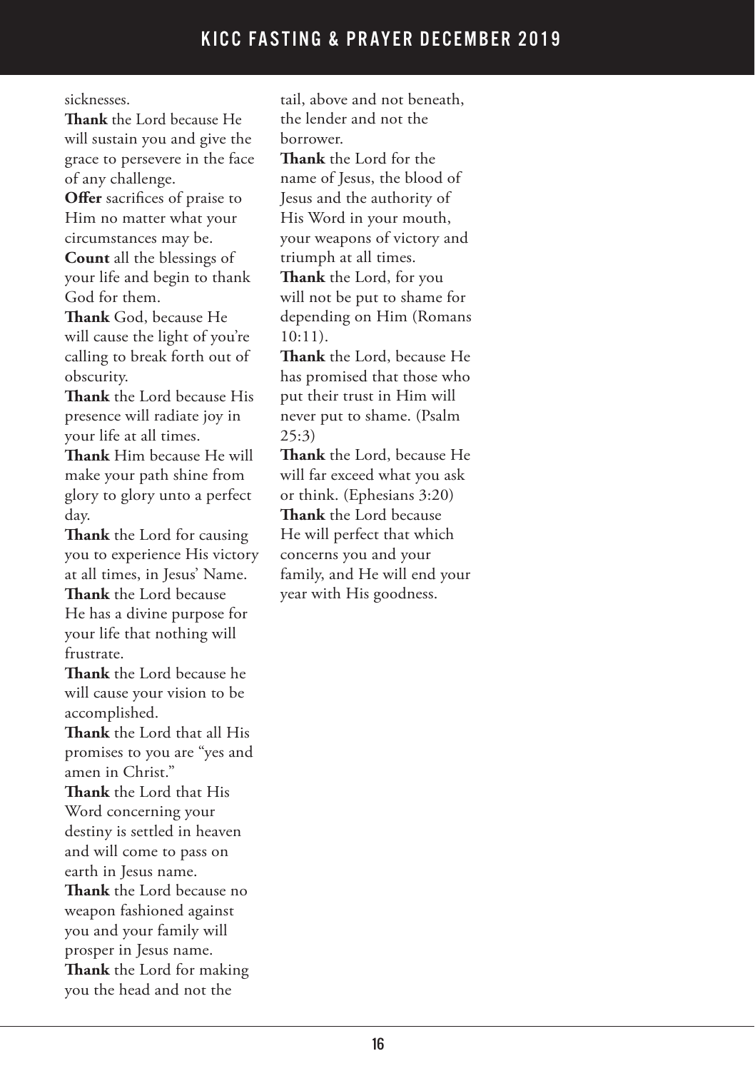sicknesses.

**Thank** the Lord because He will sustain you and give the grace to persevere in the face of any challenge.

**Offer** sacrifices of praise to Him no matter what your circumstances may be.

**Count** all the blessings of your life and begin to thank God for them.

**Thank** God, because He will cause the light of you're calling to break forth out of obscurity.

**Thank** the Lord because His presence will radiate joy in your life at all times.

**Thank** Him because He will make your path shine from glory to glory unto a perfect day.

**Thank** the Lord for causing you to experience His victory at all times, in Jesus' Name.

**Thank** the Lord because He has a divine purpose for your life that nothing will frustrate.

**Thank** the Lord because he will cause your vision to be accomplished.

**Thank** the Lord that all His promises to you are "yes and amen in Christ."

**Thank** the Lord that His Word concerning your destiny is settled in heaven and will come to pass on earth in Jesus name.

**Thank** the Lord because no weapon fashioned against you and your family will prosper in Jesus name.

**Thank** the Lord for making you the head and not the tail, above and not beneath, the lender and not the borrower.

**Thank** the Lord for the name of Jesus, the blood of Jesus and the authority of His Word in your mouth, your weapons of victory and triumph at all times.

**Thank** the Lord, for you will not be put to shame for depending on Him (Romans 10:11).

**Thank** the Lord, because He has promised that those who put their trust in Him will never put to shame. (Psalm 25:3)

**Thank** the Lord, because He will far exceed what you ask or think. (Ephesians 3:20)

**Thank** the Lord because He will perfect that which concerns you and your family, and He will end your year with His goodness.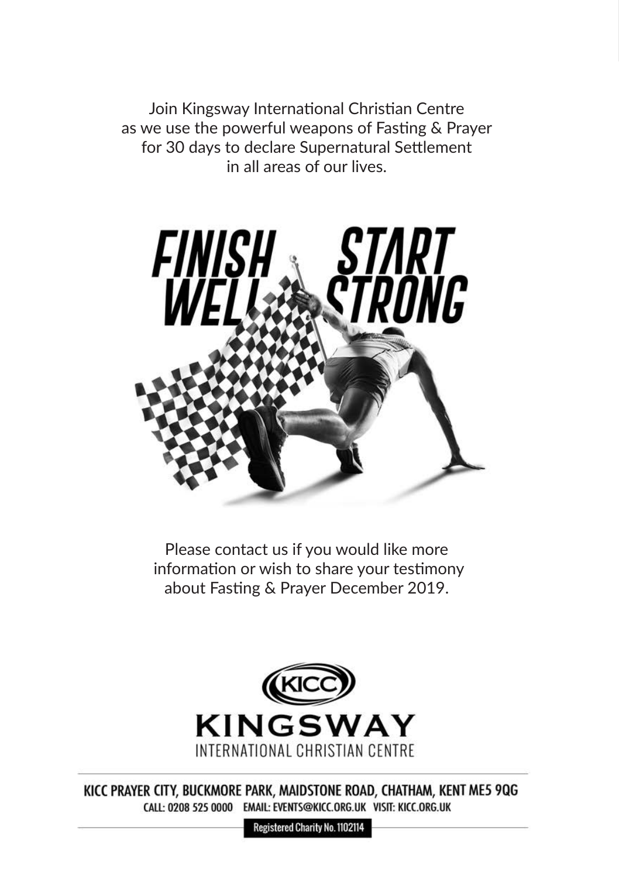Join Kingsway International Christian Centre
as we use the powerful weapons of Fasting & Prayer
for 30 days to declare Supernatural Settlement
in all areas of our lives.

# FINISH WELL START STRONG

Please contact us if you would like more
information or wish to share your testimony
about Fasting & Prayer December 2019.

KICC
KINGSWAY
INTERNATIONAL CHRISTIAN CENTRE

KICC PRAYER CITY, BUCKMORE PARK, MAIDSTONE ROAD, CHATHAM, KENT ME5 9QG
CALL: 0208 525 0000 EMAIL: EVENTS@KICC.ORG.UK VISIT: KICC.ORG.UK

Registered Charity No. 1102114